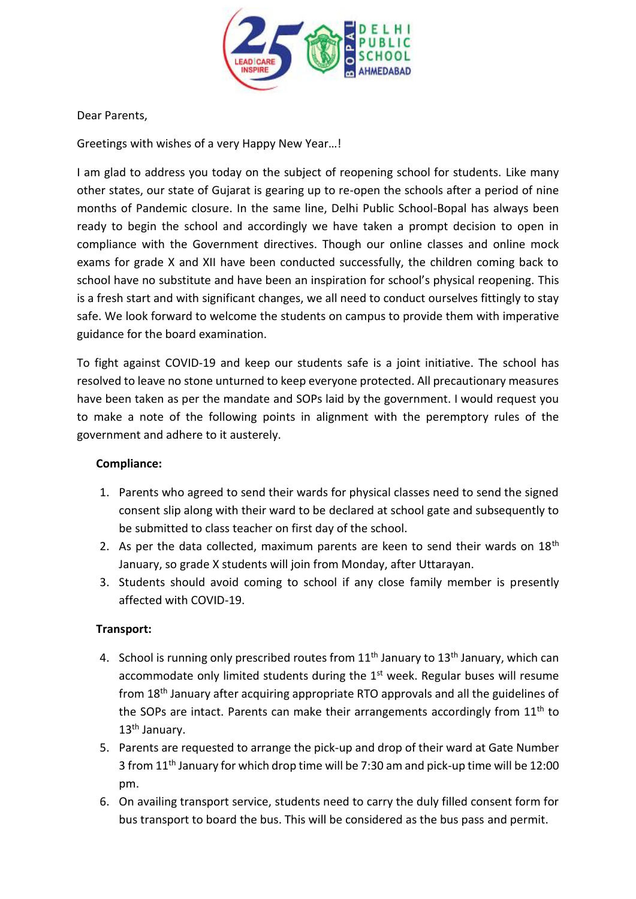Dear Parents,

Greetings with wishes of a very Happy New Year…!

I am glad to address you today on the subject of reopening school for students. Like many other states, our state of Gujarat is gearing up to re-open the schools after a period of nine months of Pandemic closure. In the same line, Delhi Public School-Bopal has always been ready to begin the school and accordingly we have taken a prompt decision to open in compliance with the Government directives. Though our online classes and online mock exams for grade X and XII have been conducted successfully, the children coming back to school have no substitute and have been an inspiration for school's physical reopening. This is a fresh start and with significant changes, we all need to conduct ourselves fittingly to stay safe. We look forward to welcome the students on campus to provide them with imperative guidance for the board examination.

To fight against COVID-19 and keep our students safe is a joint initiative. The school has resolved to leave no stone unturned to keep everyone protected. All precautionary measures have been taken as per the mandate and SOPs laid by the government. I would request you to make a note of the following points in alignment with the peremptory rules of the government and adhere to it austerely.

**Compliance:**

1. Parents who agreed to send their wards for physical classes need to send the signed consent slip along with their ward to be declared at school gate and subsequently to be submitted to class teacher on first day of the school.
2. As per the data collected, maximum parents are keen to send their wards on 18th January, so grade X students will join from Monday, after Uttarayan.
3. Students should avoid coming to school if any close family member is presently affected with COVID-19.

**Transport:**

4. School is running only prescribed routes from 11th January to 13th January, which can accommodate only limited students during the 1st week. Regular buses will resume from 18th January after acquiring appropriate RTO approvals and all the guidelines of the SOPs are intact. Parents can make their arrangements accordingly from 11th to 13th January.
5. Parents are requested to arrange the pick-up and drop of their ward at Gate Number 3 from 11th January for which drop time will be 7:30 am and pick-up time will be 12:00 pm.
6. On availing transport service, students need to carry the duly filled consent form for bus transport to board the bus. This will be considered as the bus pass and permit.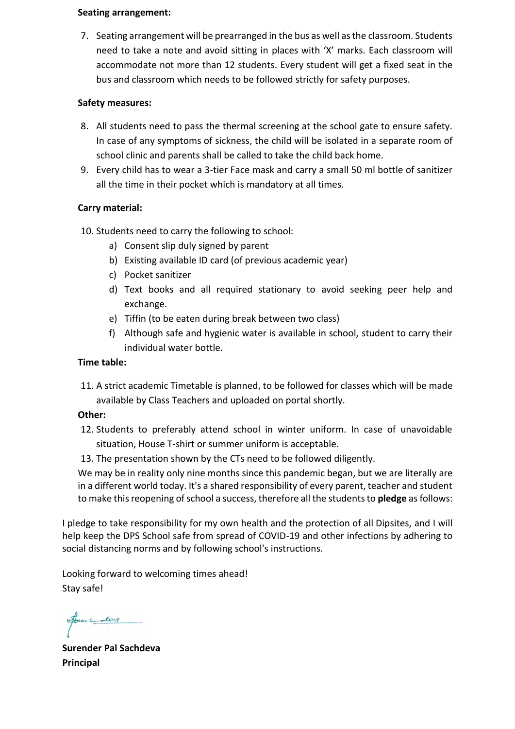**Seating arrangement:**

7. Seating arrangement will be prearranged in the bus as well as the classroom. Students need to take a note and avoid sitting in places with 'X' marks. Each classroom will accommodate not more than 12 students. Every student will get a fixed seat in the bus and classroom which needs to be followed strictly for safety purposes.

**Safety measures:**

8. All students need to pass the thermal screening at the school gate to ensure safety. In case of any symptoms of sickness, the child will be isolated in a separate room of school clinic and parents shall be called to take the child back home.
9. Every child has to wear a 3-tier Face mask and carry a small 50 ml bottle of sanitizer all the time in their pocket which is mandatory at all times.

**Carry material:**

10. Students need to carry the following to school:
    a) Consent slip duly signed by parent
    b) Existing available ID card (of previous academic year)
    c) Pocket sanitizer
    d) Text books and all required stationary to avoid seeking peer help and exchange.
    e) Tiffin (to be eaten during break between two class)
    f) Although safe and hygienic water is available in school, student to carry their individual water bottle.

**Time table:**

11. A strict academic Timetable is planned, to be followed for classes which will be made available by Class Teachers and uploaded on portal shortly.

**Other:**

12. Students to preferably attend school in winter uniform. In case of unavoidable situation, House T-shirt or summer uniform is acceptable.
13. The presentation shown by the CTs need to be followed diligently.

We may be in reality only nine months since this pandemic began, but we are literally are in a different world today. It's a shared responsibility of every parent, teacher and student to make this reopening of school a success, therefore all the students to **pledge** as follows:

I pledge to take responsibility for my own health and the protection of all Dipsites, and I will help keep the DPS School safe from spread of COVID-19 and other infections by adhering to social distancing norms and by following school's instructions.

Looking forward to welcoming times ahead!
Stay safe!

**Surender Pal Sachdeva**
**Principal**